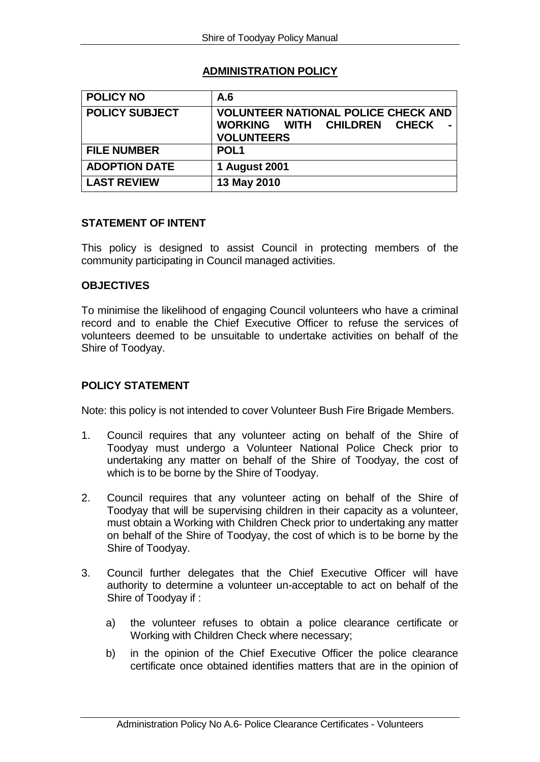# ADMINISTRATION POLICY

| POLICY NO | A.6 |
| --- | --- |
| POLICY SUBJECT | VOLUNTEER NATIONAL POLICE CHECK AND WORKING WITH CHILDREN CHECK - VOLUNTEERS |
| FILE NUMBER | POL1 |
| ADOPTION DATE | 1 August 2001 |
| LAST REVIEW | 13 May 2010 |

## STATEMENT OF INTENT

This policy is designed to assist Council in protecting members of the community participating in Council managed activities.

## OBJECTIVES

To minimise the likelihood of engaging Council volunteers who have a criminal record and to enable the Chief Executive Officer to refuse the services of volunteers deemed to be unsuitable to undertake activities on behalf of the Shire of Toodyay.

## POLICY STATEMENT

Note: this policy is not intended to cover Volunteer Bush Fire Brigade Members.

1. Council requires that any volunteer acting on behalf of the Shire of Toodyay must undergo a Volunteer National Police Check prior to undertaking any matter on behalf of the Shire of Toodyay, the cost of which is to be borne by the Shire of Toodyay.

2. Council requires that any volunteer acting on behalf of the Shire of Toodyay that will be supervising children in their capacity as a volunteer, must obtain a Working with Children Check prior to undertaking any matter on behalf of the Shire of Toodyay, the cost of which is to be borne by the Shire of Toodyay.

3. Council further delegates that the Chief Executive Officer will have authority to determine a volunteer un-acceptable to act on behalf of the Shire of Toodyay if :

   a) the volunteer refuses to obtain a police clearance certificate or Working with Children Check where necessary;

   b) in the opinion of the Chief Executive Officer the police clearance certificate once obtained identifies matters that are in the opinion of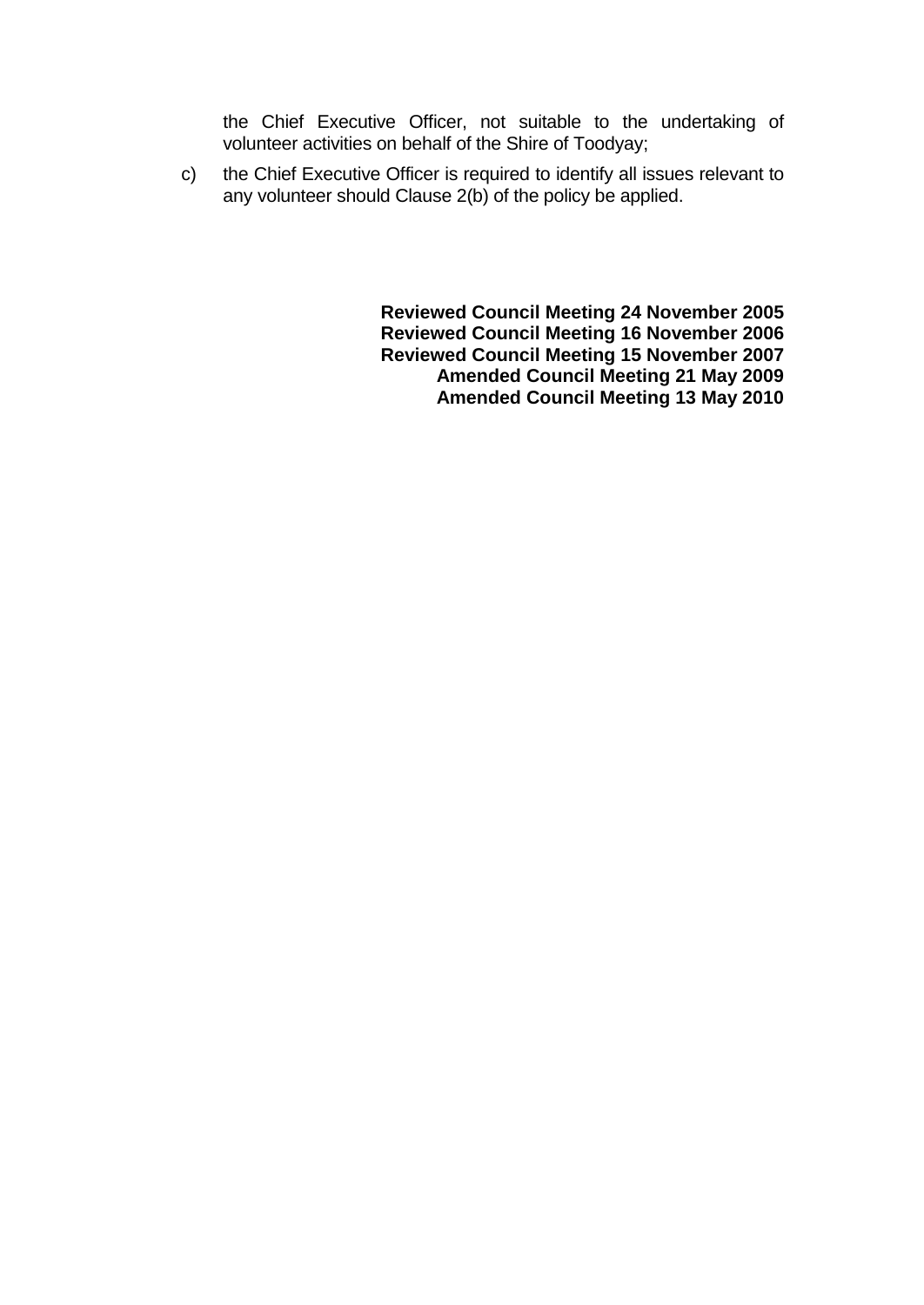the Chief Executive Officer, not suitable to the undertaking of volunteer activities on behalf of the Shire of Toodyay;

c) the Chief Executive Officer is required to identify all issues relevant to any volunteer should Clause 2(b) of the policy be applied.

**Reviewed Council Meeting 24 November 2005**
**Reviewed Council Meeting 16 November 2006**
**Reviewed Council Meeting 15 November 2007**
**Amended Council Meeting 21 May 2009**
**Amended Council Meeting 13 May 2010**